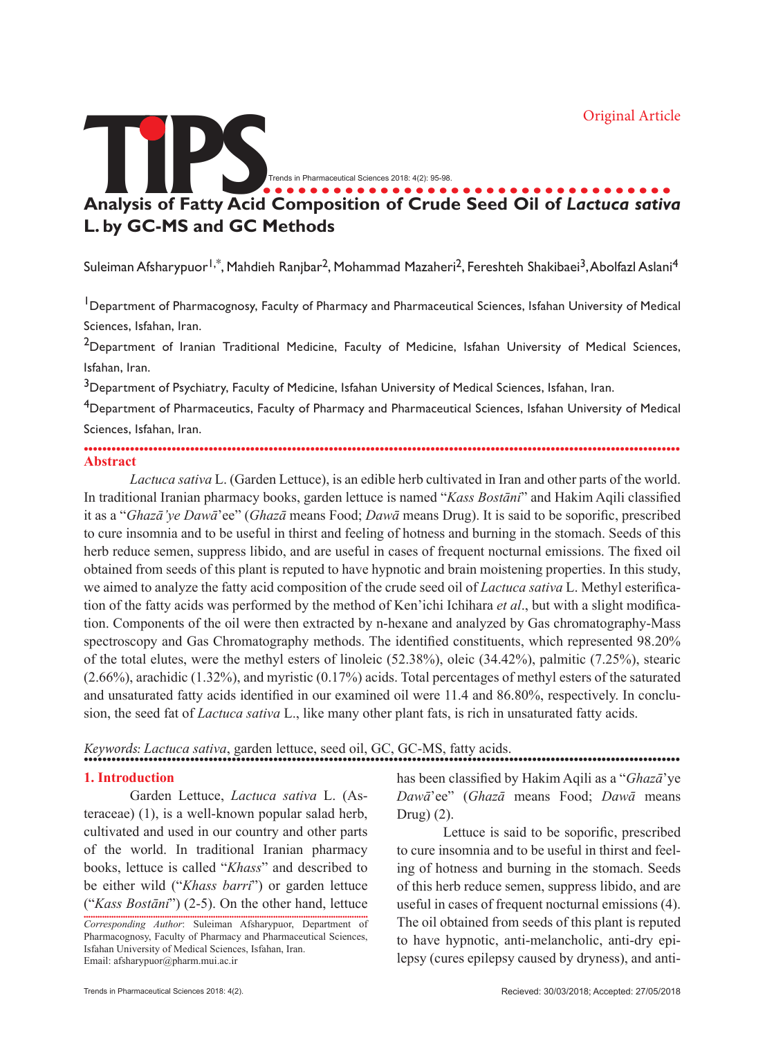Original Article

# Analysis of Fatty Acid Composition of Crude Seed Oil of *Lactuca sativa* L. by GC-MS and GC Methods

Suleiman Afsharypuor[1,*], Mahdieh Ranjbar[2], Mohammad Mazaheri[2], Fereshteh Shakibaei[3], Abolfazl Aslani[4]

[1]Department of Pharmacognosy, Faculty of Pharmacy and Pharmaceutical Sciences, Isfahan University of Medical Sciences, Isfahan, Iran.

[2]Department of Iranian Traditional Medicine, Faculty of Medicine, Isfahan University of Medical Sciences, Isfahan, Iran.

[3]Department of Psychiatry, Faculty of Medicine, Isfahan University of Medical Sciences, Isfahan, Iran.

[4]Department of Pharmaceutics, Faculty of Pharmacy and Pharmaceutical Sciences, Isfahan University of Medical Sciences, Isfahan, Iran.

## Abstract

*Lactuca sativa* L. (Garden Lettuce), is an edible herb cultivated in Iran and other parts of the world. In traditional Iranian pharmacy books, garden lettuce is named "*Kass Bostāni*" and Hakim Aqili classified it as a "*Ghazā'ye Dawā*'ee" (*Ghazā* means Food; *Dawā* means Drug). It is said to be soporific, prescribed to cure insomnia and to be useful in thirst and feeling of hotness and burning in the stomach. Seeds of this herb reduce semen, suppress libido, and are useful in cases of frequent nocturnal emissions. The fixed oil obtained from seeds of this plant is reputed to have hypnotic and brain moistening properties. In this study, we aimed to analyze the fatty acid composition of the crude seed oil of *Lactuca sativa* L. Methyl esterification of the fatty acids was performed by the method of Ken'ichi Ichihara *et al*., but with a slight modification. Components of the oil were then extracted by n-hexane and analyzed by Gas chromatography-Mass spectroscopy and Gas Chromatography methods. The identified constituents, which represented 98.20% of the total elutes, were the methyl esters of linoleic (52.38%), oleic (34.42%), palmitic (7.25%), stearic (2.66%), arachidic (1.32%), and myristic (0.17%) acids. Total percentages of methyl esters of the saturated and unsaturated fatty acids identified in our examined oil were 11.4 and 86.80%, respectively. In conclusion, the seed fat of *Lactuca sativa* L., like many other plant fats, is rich in unsaturated fatty acids.

*Keywords: Lactuca sativa*, garden lettuce, seed oil, GC, GC-MS, fatty acids.

## 1. Introduction

Garden Lettuce, *Lactuca sativa* L. (Asteraceae) (1), is a well-known popular salad herb, cultivated and used in our country and other parts of the world. In traditional Iranian pharmacy books, lettuce is called "*Khass*" and described to be either wild ("*Khass barri*") or garden lettuce ("*Kass Bostāni*") (2-5). On the other hand, lettuce has been classified by Hakim Aqili as a "*Ghazā*'ye *Dawā*'ee" (*Ghazā* means Food; *Dawā* means Drug) (2).

Lettuce is said to be soporific, prescribed to cure insomnia and to be useful in thirst and feeling of hotness and burning in the stomach. Seeds of this herb reduce semen, suppress libido, and are useful in cases of frequent nocturnal emissions (4). The oil obtained from seeds of this plant is reputed to have hypnotic, anti-melancholic, anti-dry epilepsy (cures epilepsy caused by dryness), and anti-

*Corresponding Author*: Suleiman Afsharypuor, Department of Pharmacognosy, Faculty of Pharmacy and Pharmaceutical Sciences, Isfahan University of Medical Sciences, Isfahan, Iran.
Email: afsharypuor@pharm.mui.ac.ir

Recieved: 30/03/2018; Accepted: 27/05/2018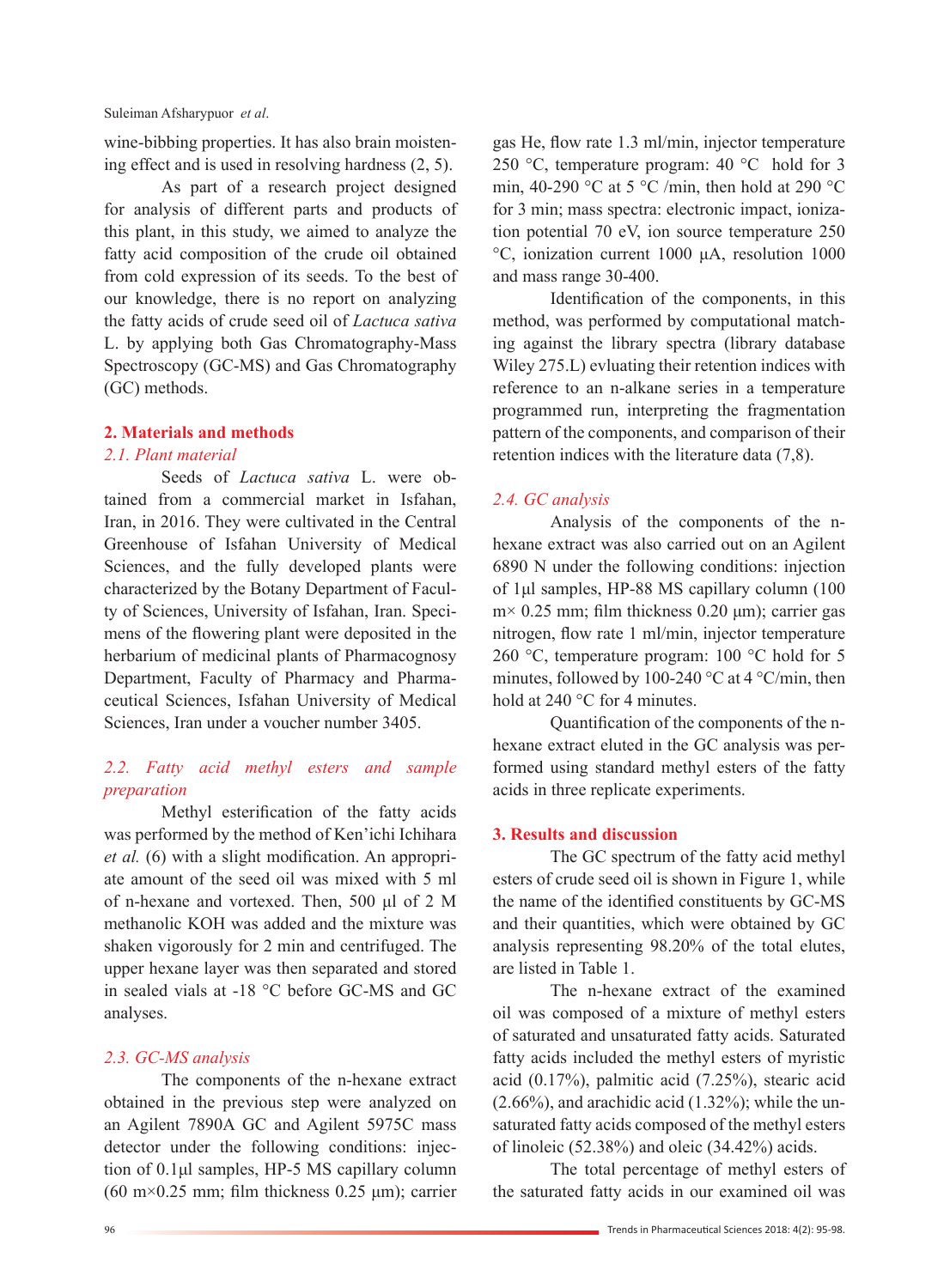wine-bibbing properties. It has also brain moistening effect and is used in resolving hardness (2, 5).

As part of a research project designed for analysis of different parts and products of this plant, in this study, we aimed to analyze the fatty acid composition of the crude oil obtained from cold expression of its seeds. To the best of our knowledge, there is no report on analyzing the fatty acids of crude seed oil of *Lactuca sativa* L. by applying both Gas Chromatography-Mass Spectroscopy (GC-MS) and Gas Chromatography (GC) methods.

## 2. Materials and methods

### 2.1. Plant material

Seeds of *Lactuca sativa* L. were obtained from a commercial market in Isfahan, Iran, in 2016. They were cultivated in the Central Greenhouse of Isfahan University of Medical Sciences, and the fully developed plants were characterized by the Botany Department of Faculty of Sciences, University of Isfahan, Iran. Specimens of the flowering plant were deposited in the herbarium of medicinal plants of Pharmacognosy Department, Faculty of Pharmacy and Pharmaceutical Sciences, Isfahan University of Medical Sciences, Iran under a voucher number 3405.

### 2.2. Fatty acid methyl esters and sample preparation

Methyl esterification of the fatty acids was performed by the method of Ken'ichi Ichihara *et al.* (6) with a slight modification. An appropriate amount of the seed oil was mixed with 5 ml of n-hexane and vortexed. Then, 500 µl of 2 M methanolic KOH was added and the mixture was shaken vigorously for 2 min and centrifuged. The upper hexane layer was then separated and stored in sealed vials at -18 °C before GC-MS and GC analyses.

### 2.3. GC-MS analysis

The components of the n-hexane extract obtained in the previous step were analyzed on an Agilent 7890A GC and Agilent 5975C mass detector under the following conditions: injection of 0.1µl samples, HP-5 MS capillary column (60 m×0.25 mm; film thickness 0.25 µm); carrier gas He, flow rate 1.3 ml/min, injector temperature 250 °C, temperature program: 40 °C hold for 3 min, 40-290 °C at 5 °C /min, then hold at 290 °C for 3 min; mass spectra: electronic impact, ionization potential 70 eV, ion source temperature 250 °C, ionization current 1000 µA, resolution 1000 and mass range 30-400.

Identification of the components, in this method, was performed by computational matching against the library spectra (library database Wiley 275.L) evluating their retention indices with reference to an n-alkane series in a temperature programmed run, interpreting the fragmentation pattern of the components, and comparison of their retention indices with the literature data (7,8).

### 2.4. GC analysis

Analysis of the components of the n-hexane extract was also carried out on an Agilent 6890 N under the following conditions: injection of 1µl samples, HP-88 MS capillary column (100 m× 0.25 mm; film thickness 0.20 µm); carrier gas nitrogen, flow rate 1 ml/min, injector temperature 260 °C, temperature program: 100 °C hold for 5 minutes, followed by 100-240 °C at 4 °C/min, then hold at 240 °C for 4 minutes.

Quantification of the components of the n-hexane extract eluted in the GC analysis was performed using standard methyl esters of the fatty acids in three replicate experiments.

## 3. Results and discussion

The GC spectrum of the fatty acid methyl esters of crude seed oil is shown in Figure 1, while the name of the identified constituents by GC-MS and their quantities, which were obtained by GC analysis representing 98.20% of the total elutes, are listed in Table 1.

The n-hexane extract of the examined oil was composed of a mixture of methyl esters of saturated and unsaturated fatty acids. Saturated fatty acids included the methyl esters of myristic acid (0.17%), palmitic acid (7.25%), stearic acid (2.66%), and arachidic acid (1.32%); while the unsaturated fatty acids composed of the methyl esters of linoleic (52.38%) and oleic (34.42%) acids.

The total percentage of methyl esters of the saturated fatty acids in our examined oil was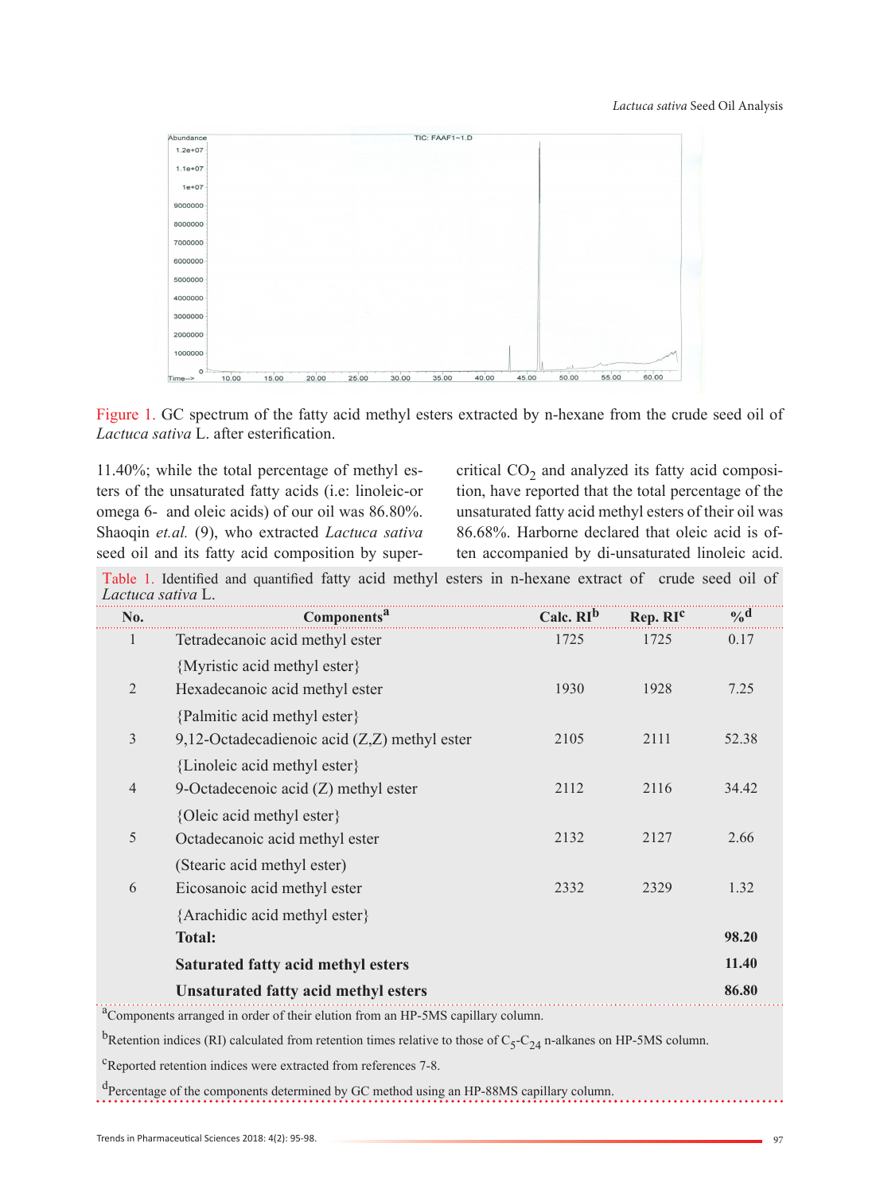Figure 1. GC spectrum of the fatty acid methyl esters extracted by n-hexane from the crude seed oil of *Lactuca sativa* L. after esterification.

11.40%; while the total percentage of methyl esters of the unsaturated fatty acids (i.e: linoleic-or omega 6- and oleic acids) of our oil was 86.80%. Shaoqin *et.al.* (9), who extracted *Lactuca sativa* seed oil and its fatty acid composition by super-critical $CO_2$ and analyzed its fatty acid composition, have reported that the total percentage of the unsaturated fatty acid methyl esters of their oil was 86.68%. Harborne declared that oleic acid is often accompanied by di-unsaturated linoleic acid.

Table 1. Identified and quantified fatty acid methyl esters in n-hexane extract of crude seed oil of *Lactuca sativa* L.

| No. | Components[a] | Calc. RI[b] | Rep. RI[c] | %[d] |
|---|---|---|---|---|
| 1 | Tetradecanoic acid methyl ester {Myristic acid methyl ester} | 1725 | 1725 | 0.17 |
| 2 | Hexadecanoic acid methyl ester {Palmitic acid methyl ester} | 1930 | 1928 | 7.25 |
| 3 | 9,12-Octadecadienoic acid (Z,Z) methyl ester {Linoleic acid methyl ester} | 2105 | 2111 | 52.38 |
| 4 | 9-Octadecenoic acid (Z) methyl ester {Oleic acid methyl ester} | 2112 | 2116 | 34.42 |
| 5 | Octadecanoic acid methyl ester (Stearic acid methyl ester) | 2132 | 2127 | 2.66 |
| 6 | Eicosanoic acid methyl ester {Arachidic acid methyl ester} | 2332 | 2329 | 1.32 |
| | **Total:** | | | **98.20** |
| | **Saturated fatty acid methyl esters** | | | **11.40** |
| | **Unsaturated fatty acid methyl esters** | | | **86.80** |

[a]Components arranged in order of their elution from an HP-5MS capillary column.

[b]Retention indices (RI) calculated from retention times relative to those of $C_5$-$C_{24}$ n-alkanes on HP-5MS column.

[c]Reported retention indices were extracted from references 7-8.

[d]Percentage of the components determined by GC method using an HP-88MS capillary column.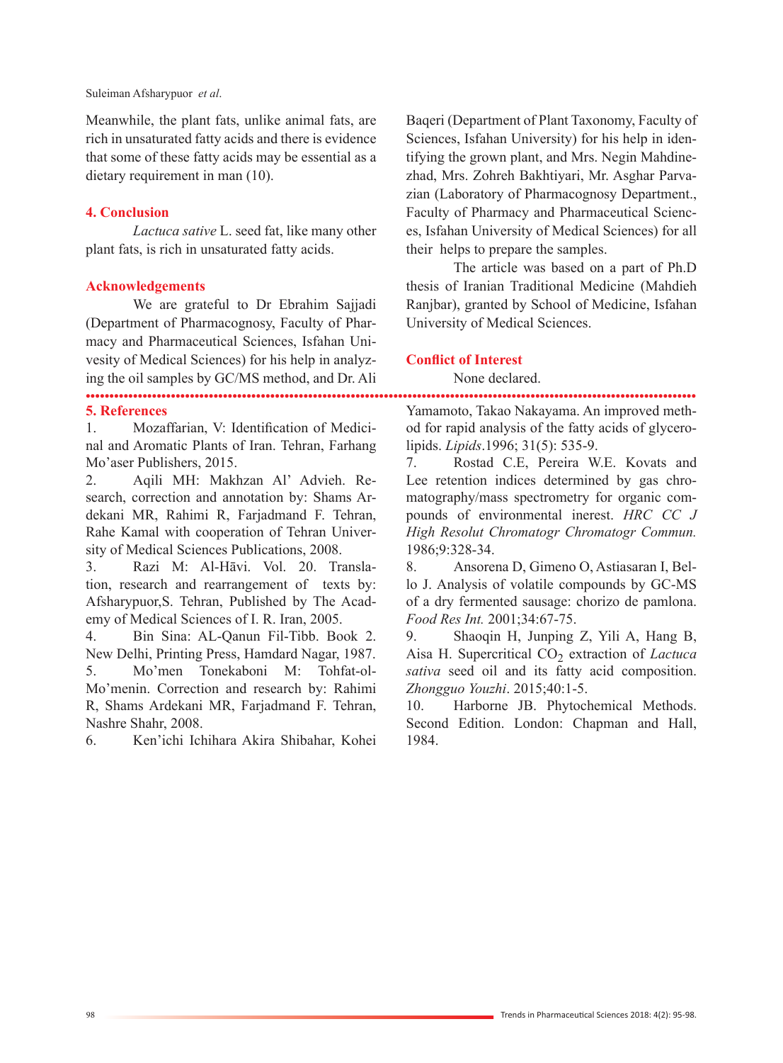Meanwhile, the plant fats, unlike animal fats, are rich in unsaturated fatty acids and there is evidence that some of these fatty acids may be essential as a dietary requirement in man (10).

## 4. Conclusion

*Lactuca sative* L. seed fat, like many other plant fats, is rich in unsaturated fatty acids.

## Acknowledgements

We are grateful to Dr Ebrahim Sajjadi (Department of Pharmacognosy, Faculty of Pharmacy and Pharmaceutical Sciences, Isfahan Univesity of Medical Sciences) for his help in analyzing the oil samples by GC/MS method, and Dr. Ali Baqeri (Department of Plant Taxonomy, Faculty of Sciences, Isfahan University) for his help in identifying the grown plant, and Mrs. Negin Mahdinezhad, Mrs. Zohreh Bakhtiyari, Mr. Asghar Parvazian (Laboratory of Pharmacognosy Department., Faculty of Pharmacy and Pharmaceutical Sciences, Isfahan University of Medical Sciences) for all their helps to prepare the samples.

The article was based on a part of Ph.D thesis of Iranian Traditional Medicine (Mahdieh Ranjbar), granted by School of Medicine, Isfahan University of Medical Sciences.

## Conflict of Interest

None declared.

## 5. References

1. Mozaffarian, V: Identification of Medicinal and Aromatic Plants of Iran. Tehran, Farhang Mo'aser Publishers, 2015.
2. Aqili MH: Makhzan Al' Advieh. Research, correction and annotation by: Shams Ardekani MR, Rahimi R, Farjadmand F. Tehran, Rahe Kamal with cooperation of Tehran University of Medical Sciences Publications, 2008.
3. Razi M: Al-Hāvi. Vol. 20. Translation, research and rearrangement of texts by: Afsharypuor,S. Tehran, Published by The Academy of Medical Sciences of I. R. Iran, 2005.
4. Bin Sina: AL-Qanun Fil-Tibb. Book 2. New Delhi, Printing Press, Hamdard Nagar, 1987.
5. Mo'men Tonekaboni M: Tohfat-ol-Mo'menin. Correction and research by: Rahimi R, Shams Ardekani MR, Farjadmand F. Tehran, Nashre Shahr, 2008.
6. Ken'ichi Ichihara Akira Shibahar, Kohei Yamamoto, Takao Nakayama. An improved method for rapid analysis of the fatty acids of glycerolipids. *Lipids*.1996; 31(5): 535-9.
7. Rostad C.E, Pereira W.E. Kovats and Lee retention indices determined by gas chromatography/mass spectrometry for organic compounds of environmental inerest. *HRC CC J High Resolut Chromatogr Chromatogr Commun.* 1986;9:328-34.
8. Ansorena D, Gimeno O, Astiasaran I, Bello J. Analysis of volatile compounds by GC-MS of a dry fermented sausage: chorizo de pamlona. *Food Res Int.* 2001;34:67-75.
9. Shaoqin H, Junping Z, Yili A, Hang B, Aisa H. Supercritical $CO_2$ extraction of *Lactuca sativa* seed oil and its fatty acid composition. *Zhongguo Youzhi*. 2015;40:1-5.
10. Harborne JB. Phytochemical Methods. Second Edition. London: Chapman and Hall, 1984.